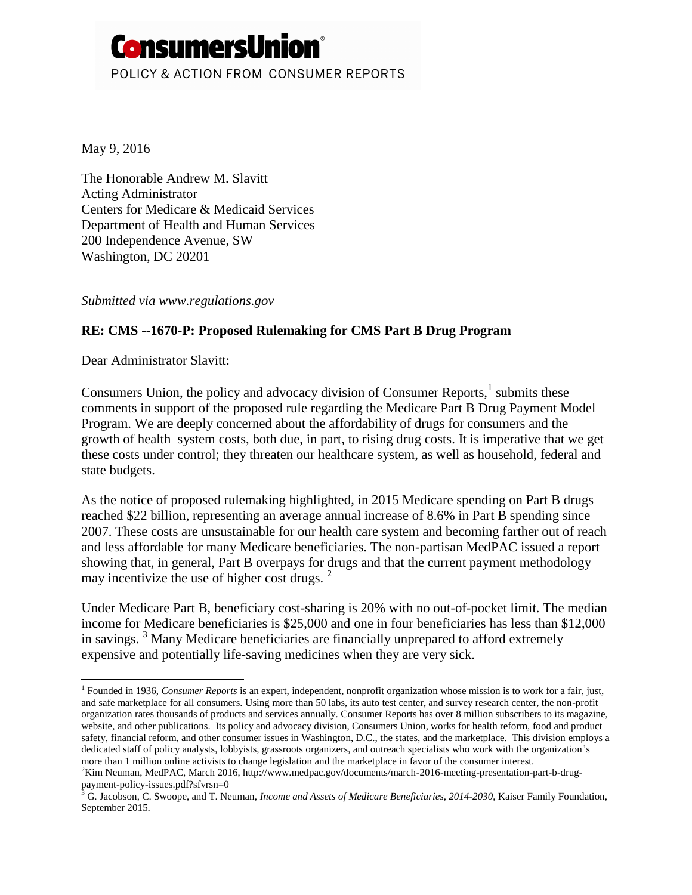**ConsumersUnion**

POLICY & ACTION FROM CONSUMER REPORTS

May 9, 2016

The Honorable Andrew M. Slavitt
Acting Administrator
Centers for Medicare & Medicaid Services
Department of Health and Human Services
200 Independence Avenue, SW
Washington, DC 20201

*Submitted via www.regulations.gov*

**RE: CMS --1670-P: Proposed Rulemaking for CMS Part B Drug Program**

Dear Administrator Slavitt:

Consumers Union, the policy and advocacy division of Consumer Reports,[1] submits these comments in support of the proposed rule regarding the Medicare Part B Drug Payment Model Program. We are deeply concerned about the affordability of drugs for consumers and the growth of health system costs, both due, in part, to rising drug costs. It is imperative that we get these costs under control; they threaten our healthcare system, as well as household, federal and state budgets.

As the notice of proposed rulemaking highlighted, in 2015 Medicare spending on Part B drugs reached $22 billion, representing an average annual increase of 8.6% in Part B spending since 2007. These costs are unsustainable for our health care system and becoming farther out of reach and less affordable for many Medicare beneficiaries. The non-partisan MedPAC issued a report showing that, in general, Part B overpays for drugs and that the current payment methodology may incentivize the use of higher cost drugs. [2]

Under Medicare Part B, beneficiary cost-sharing is 20% with no out-of-pocket limit. The median income for Medicare beneficiaries is $25,000 and one in four beneficiaries has less than $12,000 in savings. [3] Many Medicare beneficiaries are financially unprepared to afford extremely expensive and potentially life-saving medicines when they are very sick.

---

[1] Founded in 1936, *Consumer Reports* is an expert, independent, nonprofit organization whose mission is to work for a fair, just, and safe marketplace for all consumers. Using more than 50 labs, its auto test center, and survey research center, the non-profit organization rates thousands of products and services annually. Consumer Reports has over 8 million subscribers to its magazine, website, and other publications. Its policy and advocacy division, Consumers Union, works for health reform, food and product safety, financial reform, and other consumer issues in Washington, D.C., the states, and the marketplace. This division employs a dedicated staff of policy analysts, lobbyists, grassroots organizers, and outreach specialists who work with the organization's more than 1 million online activists to change legislation and the marketplace in favor of the consumer interest.

[2] Kim Neuman, MedPAC, March 2016, http://www.medpac.gov/documents/march-2016-meeting-presentation-part-b-drug-payment-policy-issues.pdf?sfvrsn=0

[3] G. Jacobson, C. Swoope, and T. Neuman, *Income and Assets of Medicare Beneficiaries, 2014-2030*, Kaiser Family Foundation, September 2015.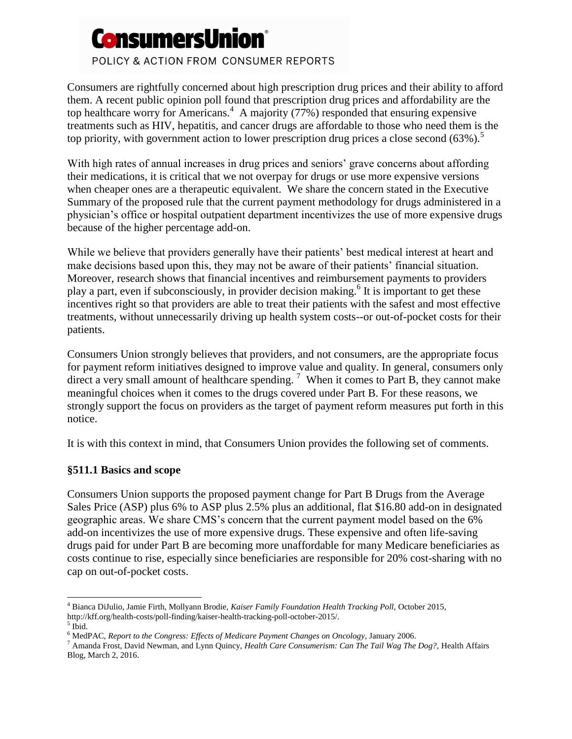Consumers are rightfully concerned about high prescription drug prices and their ability to afford them. A recent public opinion poll found that prescription drug prices and affordability are the top healthcare worry for Americans.[4] A majority (77%) responded that ensuring expensive treatments such as HIV, hepatitis, and cancer drugs are affordable to those who need them is the top priority, with government action to lower prescription drug prices a close second (63%).[5]

With high rates of annual increases in drug prices and seniors' grave concerns about affording their medications, it is critical that we not overpay for drugs or use more expensive versions when cheaper ones are a therapeutic equivalent. We share the concern stated in the Executive Summary of the proposed rule that the current payment methodology for drugs administered in a physician's office or hospital outpatient department incentivizes the use of more expensive drugs because of the higher percentage add-on.

While we believe that providers generally have their patients' best medical interest at heart and make decisions based upon this, they may not be aware of their patients' financial situation. Moreover, research shows that financial incentives and reimbursement payments to providers play a part, even if subconsciously, in provider decision making.[6] It is important to get these incentives right so that providers are able to treat their patients with the safest and most effective treatments, without unnecessarily driving up health system costs--or out-of-pocket costs for their patients.

Consumers Union strongly believes that providers, and not consumers, are the appropriate focus for payment reform initiatives designed to improve value and quality. In general, consumers only direct a very small amount of healthcare spending.[7] When it comes to Part B, they cannot make meaningful choices when it comes to the drugs covered under Part B. For these reasons, we strongly support the focus on providers as the target of payment reform measures put forth in this notice.

It is with this context in mind, that Consumers Union provides the following set of comments.

### §511.1 Basics and scope

Consumers Union supports the proposed payment change for Part B Drugs from the Average Sales Price (ASP) plus 6% to ASP plus 2.5% plus an additional, flat $16.80 add-on in designated geographic areas. We share CMS's concern that the current payment model based on the 6% add-on incentivizes the use of more expensive drugs. These expensive and often life-saving drugs paid for under Part B are becoming more unaffordable for many Medicare beneficiaries as costs continue to rise, especially since beneficiaries are responsible for 20% cost-sharing with no cap on out-of-pocket costs.

---

[4] Bianca DiJulio, Jamie Firth, Mollyann Brodie, *Kaiser Family Foundation Health Tracking Poll,* October 2015, http://kff.org/health-costs/poll-finding/kaiser-health-tracking-poll-october-2015/.

[5] Ibid.

[6] MedPAC, *Report to the Congress: Effects of Medicare Payment Changes on Oncology*, January 2006.

[7] Amanda Frost, David Newman, and Lynn Quincy, *Health Care Consumerism: Can The Tail Wag The Dog?,* Health Affairs Blog, March 2, 2016.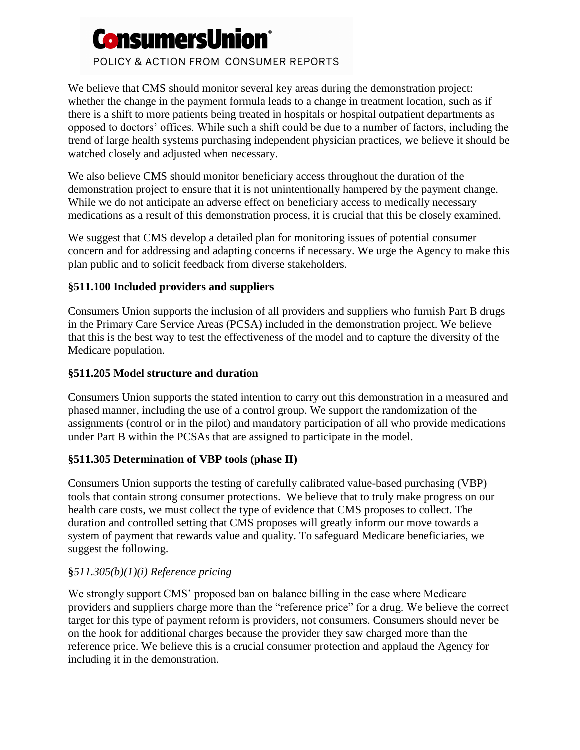We believe that CMS should monitor several key areas during the demonstration project: whether the change in the payment formula leads to a change in treatment location, such as if there is a shift to more patients being treated in hospitals or hospital outpatient departments as opposed to doctors' offices. While such a shift could be due to a number of factors, including the trend of large health systems purchasing independent physician practices, we believe it should be watched closely and adjusted when necessary.

We also believe CMS should monitor beneficiary access throughout the duration of the demonstration project to ensure that it is not unintentionally hampered by the payment change. While we do not anticipate an adverse effect on beneficiary access to medically necessary medications as a result of this demonstration process, it is crucial that this be closely examined.

We suggest that CMS develop a detailed plan for monitoring issues of potential consumer concern and for addressing and adapting concerns if necessary. We urge the Agency to make this plan public and to solicit feedback from diverse stakeholders.

### §511.100 Included providers and suppliers

Consumers Union supports the inclusion of all providers and suppliers who furnish Part B drugs in the Primary Care Service Areas (PCSA) included in the demonstration project. We believe that this is the best way to test the effectiveness of the model and to capture the diversity of the Medicare population.

### §511.205 Model structure and duration

Consumers Union supports the stated intention to carry out this demonstration in a measured and phased manner, including the use of a control group. We support the randomization of the assignments (control or in the pilot) and mandatory participation of all who provide medications under Part B within the PCSAs that are assigned to participate in the model.

### §511.305 Determination of VBP tools (phase II)

Consumers Union supports the testing of carefully calibrated value-based purchasing (VBP) tools that contain strong consumer protections. We believe that to truly make progress on our health care costs, we must collect the type of evidence that CMS proposes to collect. The duration and controlled setting that CMS proposes will greatly inform our move towards a system of payment that rewards value and quality. To safeguard Medicare beneficiaries, we suggest the following.

#### *§511.305(b)(1)(i) Reference pricing*

We strongly support CMS' proposed ban on balance billing in the case where Medicare providers and suppliers charge more than the "reference price" for a drug. We believe the correct target for this type of payment reform is providers, not consumers. Consumers should never be on the hook for additional charges because the provider they saw charged more than the reference price. We believe this is a crucial consumer protection and applaud the Agency for including it in the demonstration.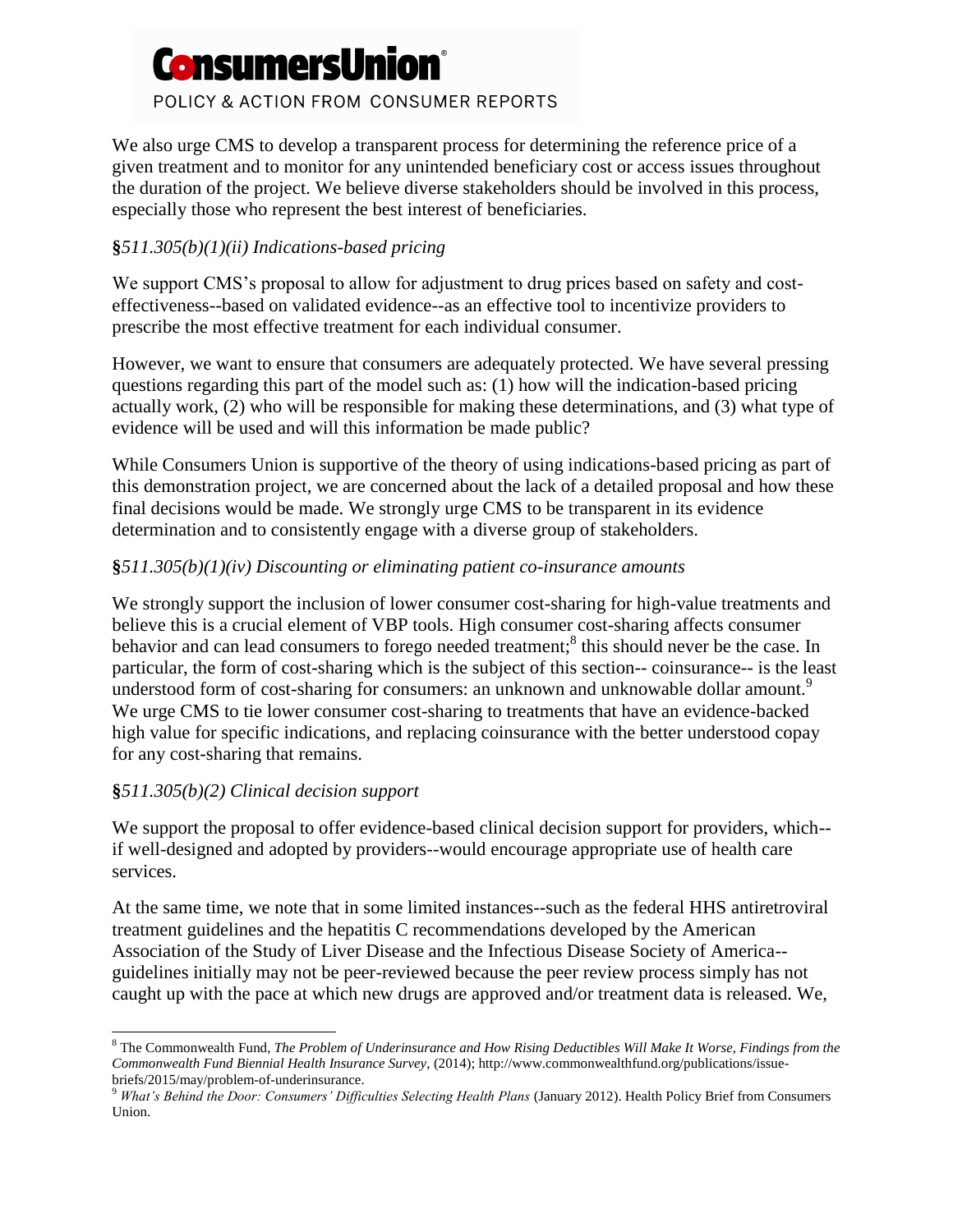We also urge CMS to develop a transparent process for determining the reference price of a given treatment and to monitor for any unintended beneficiary cost or access issues throughout the duration of the project. We believe diverse stakeholders should be involved in this process, especially those who represent the best interest of beneficiaries.

### §*511.305(b)(1)(ii) Indications-based pricing*

We support CMS's proposal to allow for adjustment to drug prices based on safety and cost-effectiveness--based on validated evidence--as an effective tool to incentivize providers to prescribe the most effective treatment for each individual consumer.

However, we want to ensure that consumers are adequately protected. We have several pressing questions regarding this part of the model such as: (1) how will the indication-based pricing actually work, (2) who will be responsible for making these determinations, and (3) what type of evidence will be used and will this information be made public?

While Consumers Union is supportive of the theory of using indications-based pricing as part of this demonstration project, we are concerned about the lack of a detailed proposal and how these final decisions would be made. We strongly urge CMS to be transparent in its evidence determination and to consistently engage with a diverse group of stakeholders.

### §*511.305(b)(1)(iv) Discounting or eliminating patient co-insurance amounts*

We strongly support the inclusion of lower consumer cost-sharing for high-value treatments and believe this is a crucial element of VBP tools. High consumer cost-sharing affects consumer behavior and can lead consumers to forego needed treatment;[8] this should never be the case. In particular, the form of cost-sharing which is the subject of this section-- coinsurance-- is the least understood form of cost-sharing for consumers: an unknown and unknowable dollar amount.[9] We urge CMS to tie lower consumer cost-sharing to treatments that have an evidence-backed high value for specific indications, and replacing coinsurance with the better understood copay for any cost-sharing that remains.

### §*511.305(b)(2) Clinical decision support*

We support the proposal to offer evidence-based clinical decision support for providers, which--if well-designed and adopted by providers--would encourage appropriate use of health care services.

At the same time, we note that in some limited instances--such as the federal HHS antiretroviral treatment guidelines and the hepatitis C recommendations developed by the American Association of the Study of Liver Disease and the Infectious Disease Society of America--guidelines initially may not be peer-reviewed because the peer review process simply has not caught up with the pace at which new drugs are approved and/or treatment data is released. We,

---

[8] The Commonwealth Fund, *The Problem of Underinsurance and How Rising Deductibles Will Make It Worse, Findings from the Commonwealth Fund Biennial Health Insurance Survey*, (2014); http://www.commonwealthfund.org/publications/issue-briefs/2015/may/problem-of-underinsurance.

[9] *What's Behind the Door: Consumers' Difficulties Selecting Health Plans* (January 2012). Health Policy Brief from Consumers Union.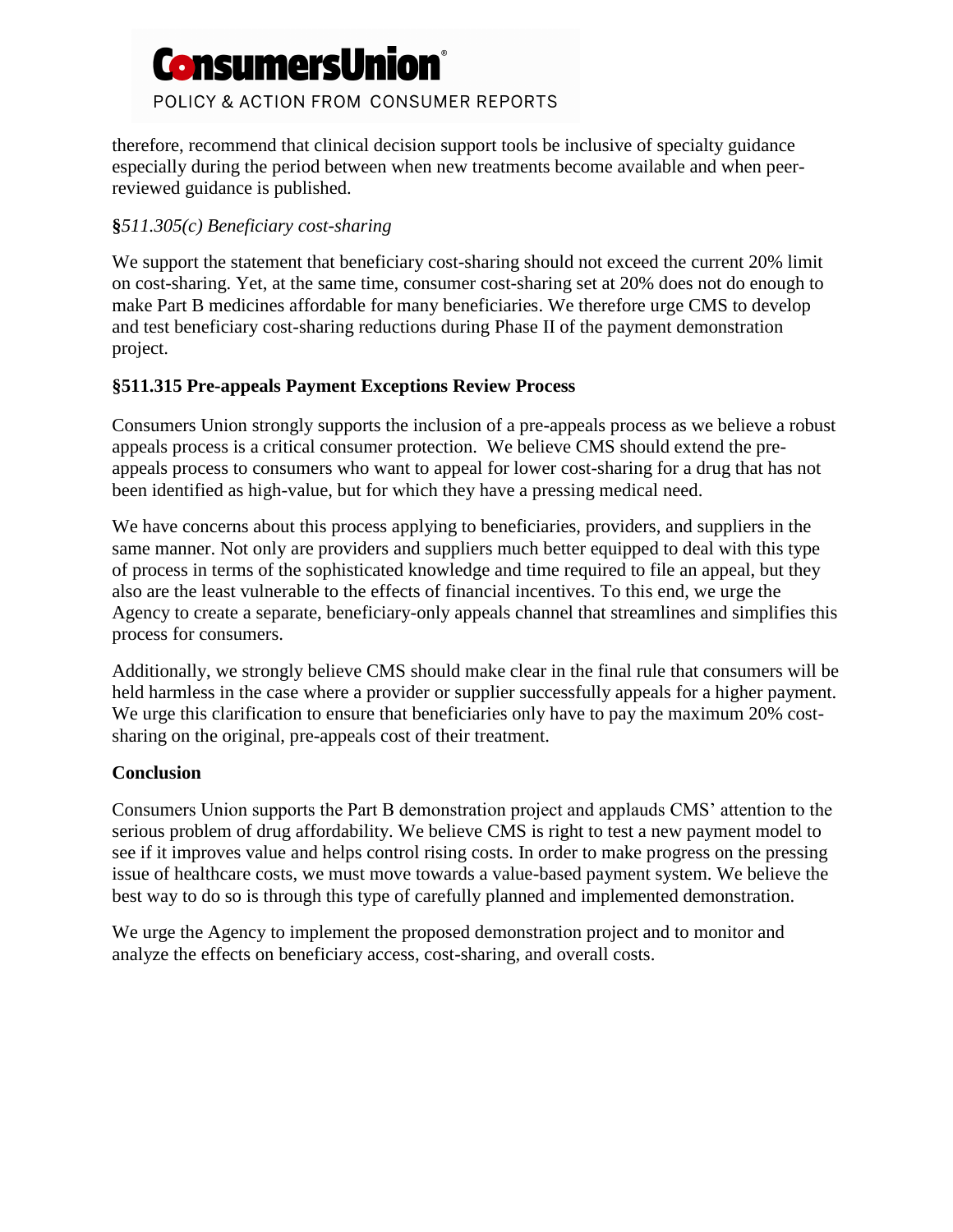therefore, recommend that clinical decision support tools be inclusive of specialty guidance especially during the period between when new treatments become available and when peer-reviewed guidance is published.

**§***511.305(c) Beneficiary cost-sharing*

We support the statement that beneficiary cost-sharing should not exceed the current 20% limit on cost-sharing. Yet, at the same time, consumer cost-sharing set at 20% does not do enough to make Part B medicines affordable for many beneficiaries. We therefore urge CMS to develop and test beneficiary cost-sharing reductions during Phase II of the payment demonstration project.

**§511.315 Pre-appeals Payment Exceptions Review Process**

Consumers Union strongly supports the inclusion of a pre-appeals process as we believe a robust appeals process is a critical consumer protection. We believe CMS should extend the pre-appeals process to consumers who want to appeal for lower cost-sharing for a drug that has not been identified as high-value, but for which they have a pressing medical need.

We have concerns about this process applying to beneficiaries, providers, and suppliers in the same manner. Not only are providers and suppliers much better equipped to deal with this type of process in terms of the sophisticated knowledge and time required to file an appeal, but they also are the least vulnerable to the effects of financial incentives. To this end, we urge the Agency to create a separate, beneficiary-only appeals channel that streamlines and simplifies this process for consumers.

Additionally, we strongly believe CMS should make clear in the final rule that consumers will be held harmless in the case where a provider or supplier successfully appeals for a higher payment. We urge this clarification to ensure that beneficiaries only have to pay the maximum 20% cost-sharing on the original, pre-appeals cost of their treatment.

**Conclusion**

Consumers Union supports the Part B demonstration project and applauds CMS' attention to the serious problem of drug affordability. We believe CMS is right to test a new payment model to see if it improves value and helps control rising costs. In order to make progress on the pressing issue of healthcare costs, we must move towards a value-based payment system. We believe the best way to do so is through this type of carefully planned and implemented demonstration.

We urge the Agency to implement the proposed demonstration project and to monitor and analyze the effects on beneficiary access, cost-sharing, and overall costs.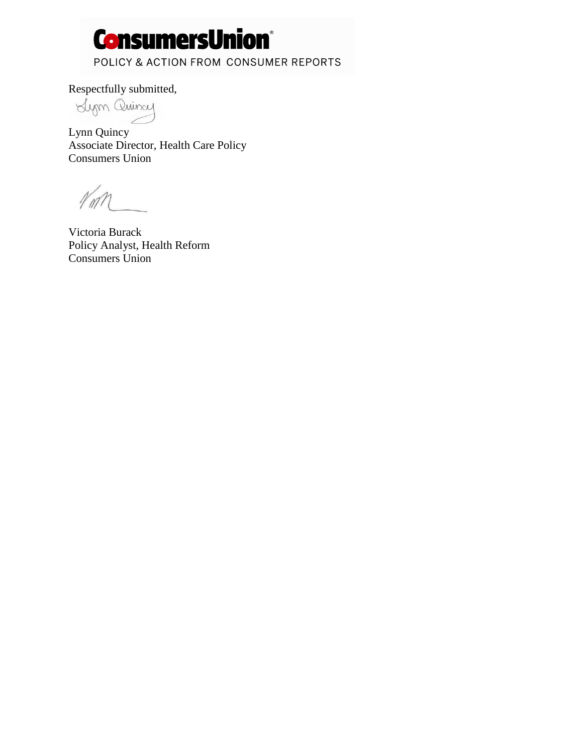**ConsumersUnion**®

POLICY & ACTION FROM CONSUMER REPORTS

Respectfully submitted,

Lynn Quincy
Associate Director, Health Care Policy
Consumers Union

Victoria Burack
Policy Analyst, Health Reform
Consumers Union